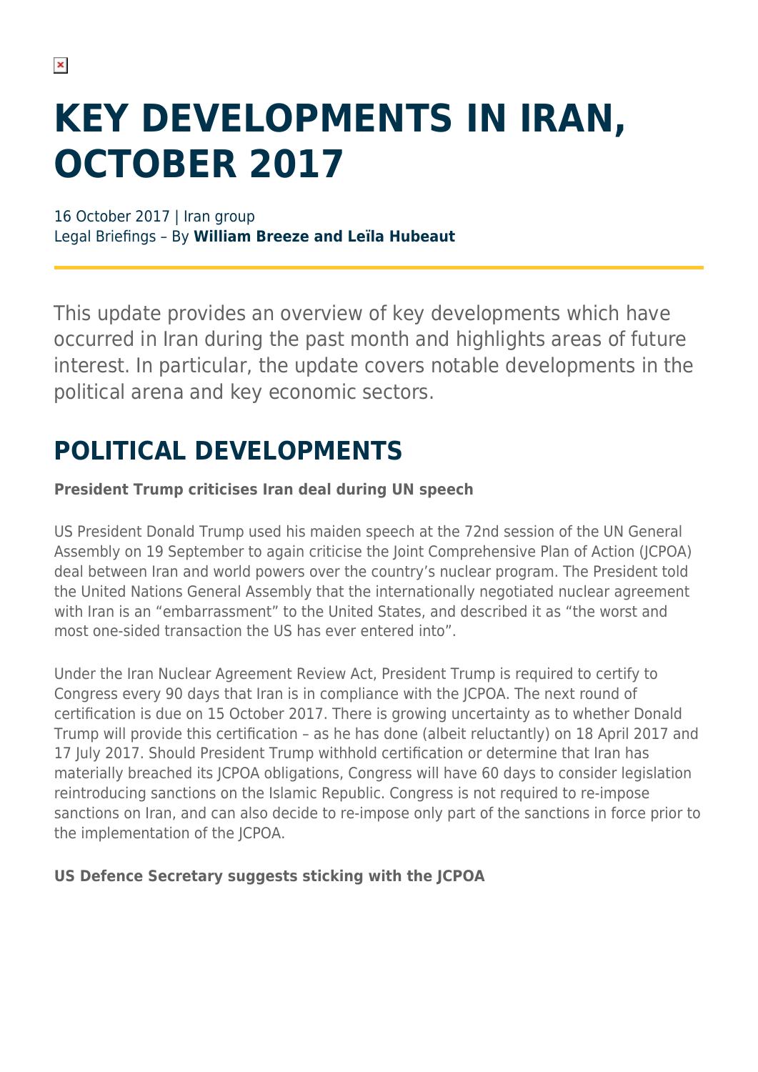# KEY DEVELOPMENTS IN IRAN, OCTOBER 2017

16 October 2017 | Iran group
Legal Briefings – By **William Breeze and Leïla Hubeaut**

This update provides an overview of key developments which have occurred in Iran during the past month and highlights areas of future interest. In particular, the update covers notable developments in the political arena and key economic sectors.

## POLITICAL DEVELOPMENTS

**President Trump criticises Iran deal during UN speech**

US President Donald Trump used his maiden speech at the 72nd session of the UN General Assembly on 19 September to again criticise the Joint Comprehensive Plan of Action (JCPOA) deal between Iran and world powers over the country's nuclear program. The President told the United Nations General Assembly that the internationally negotiated nuclear agreement with Iran is an "embarrassment" to the United States, and described it as "the worst and most one-sided transaction the US has ever entered into".

Under the Iran Nuclear Agreement Review Act, President Trump is required to certify to Congress every 90 days that Iran is in compliance with the JCPOA. The next round of certification is due on 15 October 2017. There is growing uncertainty as to whether Donald Trump will provide this certification – as he has done (albeit reluctantly) on 18 April 2017 and 17 July 2017. Should President Trump withhold certification or determine that Iran has materially breached its JCPOA obligations, Congress will have 60 days to consider legislation reintroducing sanctions on the Islamic Republic. Congress is not required to re-impose sanctions on Iran, and can also decide to re-impose only part of the sanctions in force prior to the implementation of the JCPOA.

**US Defence Secretary suggests sticking with the JCPOA**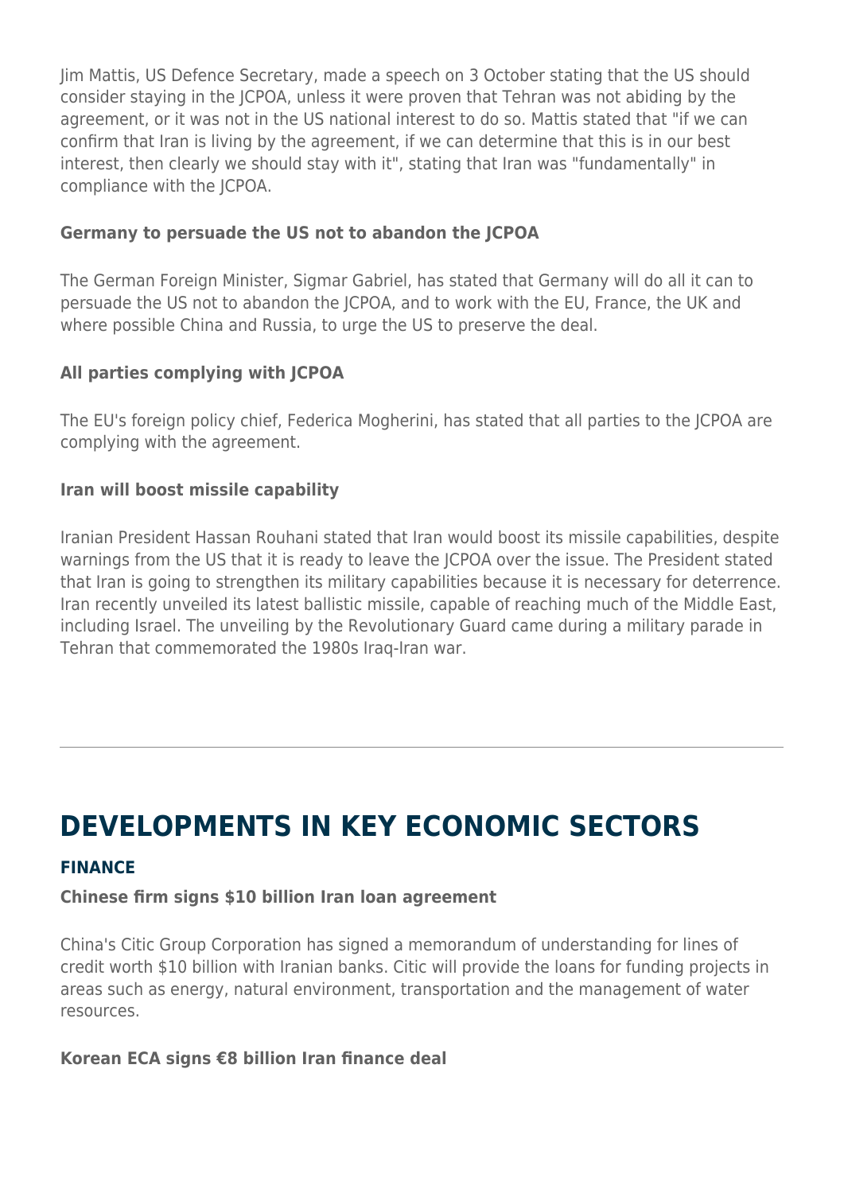Jim Mattis, US Defence Secretary, made a speech on 3 October stating that the US should consider staying in the JCPOA, unless it were proven that Tehran was not abiding by the agreement, or it was not in the US national interest to do so. Mattis stated that "if we can confirm that Iran is living by the agreement, if we can determine that this is in our best interest, then clearly we should stay with it", stating that Iran was "fundamentally" in compliance with the JCPOA.

**Germany to persuade the US not to abandon the JCPOA**

The German Foreign Minister, Sigmar Gabriel, has stated that Germany will do all it can to persuade the US not to abandon the JCPOA, and to work with the EU, France, the UK and where possible China and Russia, to urge the US to preserve the deal.

**All parties complying with JCPOA**

The EU's foreign policy chief, Federica Mogherini, has stated that all parties to the JCPOA are complying with the agreement.

**Iran will boost missile capability**

Iranian President Hassan Rouhani stated that Iran would boost its missile capabilities, despite warnings from the US that it is ready to leave the JCPOA over the issue. The President stated that Iran is going to strengthen its military capabilities because it is necessary for deterrence. Iran recently unveiled its latest ballistic missile, capable of reaching much of the Middle East, including Israel. The unveiling by the Revolutionary Guard came during a military parade in Tehran that commemorated the 1980s Iraq-Iran war.

---

# DEVELOPMENTS IN KEY ECONOMIC SECTORS

## FINANCE

**Chinese firm signs $10 billion Iran loan agreement**

China's Citic Group Corporation has signed a memorandum of understanding for lines of credit worth $10 billion with Iranian banks. Citic will provide the loans for funding projects in areas such as energy, natural environment, transportation and the management of water resources.

**Korean ECA signs €8 billion Iran finance deal**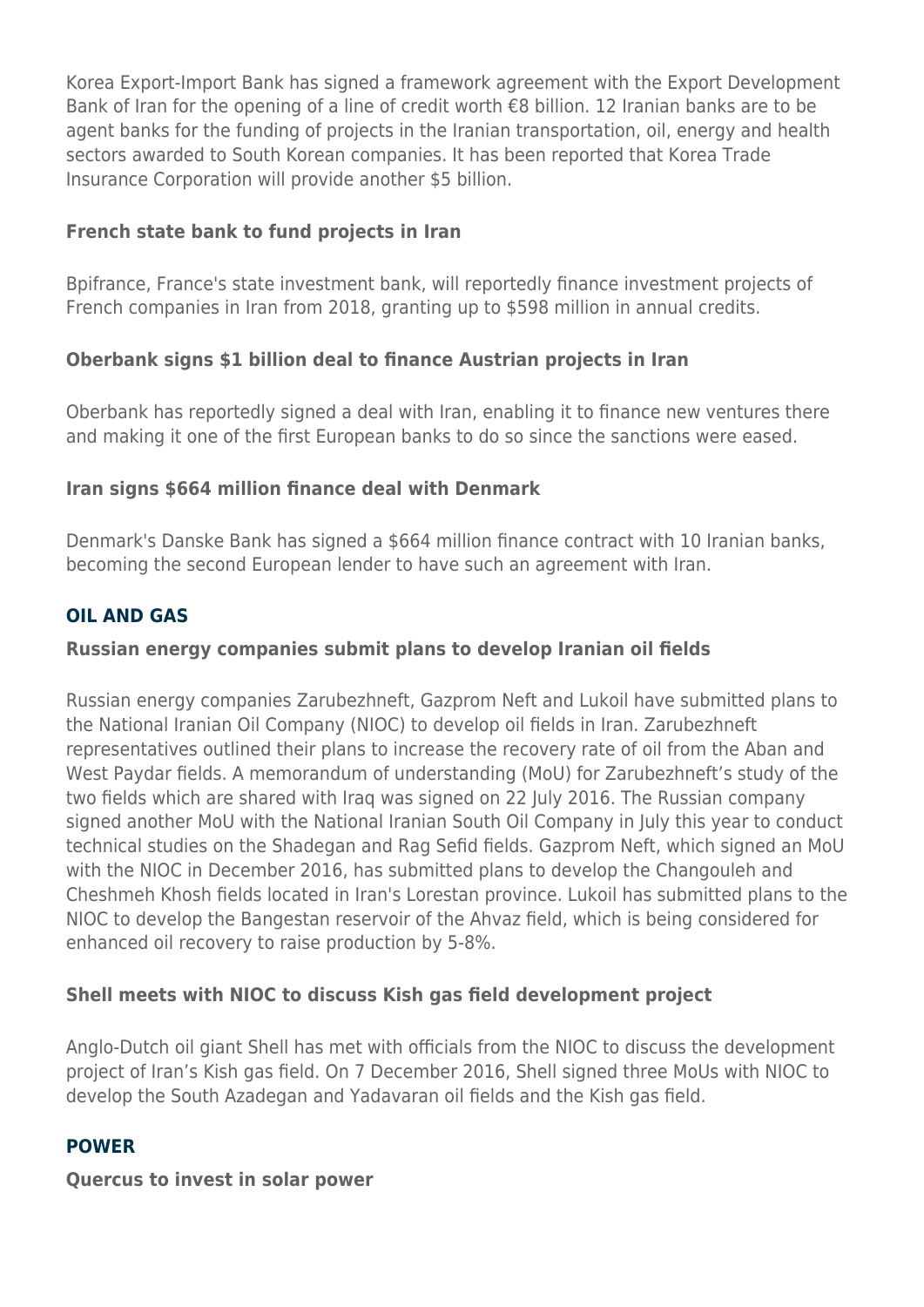Korea Export-Import Bank has signed a framework agreement with the Export Development Bank of Iran for the opening of a line of credit worth €8 billion. 12 Iranian banks are to be agent banks for the funding of projects in the Iranian transportation, oil, energy and health sectors awarded to South Korean companies. It has been reported that Korea Trade Insurance Corporation will provide another $5 billion.

### French state bank to fund projects in Iran

Bpifrance, France's state investment bank, will reportedly finance investment projects of French companies in Iran from 2018, granting up to $598 million in annual credits.

### Oberbank signs $1 billion deal to finance Austrian projects in Iran

Oberbank has reportedly signed a deal with Iran, enabling it to finance new ventures there and making it one of the first European banks to do so since the sanctions were eased.

### Iran signs $664 million finance deal with Denmark

Denmark's Danske Bank has signed a $664 million finance contract with 10 Iranian banks, becoming the second European lender to have such an agreement with Iran.

## OIL AND GAS

### Russian energy companies submit plans to develop Iranian oil fields

Russian energy companies Zarubezhneft, Gazprom Neft and Lukoil have submitted plans to the National Iranian Oil Company (NIOC) to develop oil fields in Iran. Zarubezhneft representatives outlined their plans to increase the recovery rate of oil from the Aban and West Paydar fields. A memorandum of understanding (MoU) for Zarubezhneft's study of the two fields which are shared with Iraq was signed on 22 July 2016. The Russian company signed another MoU with the National Iranian South Oil Company in July this year to conduct technical studies on the Shadegan and Rag Sefid fields. Gazprom Neft, which signed an MoU with the NIOC in December 2016, has submitted plans to develop the Changouleh and Cheshmeh Khosh fields located in Iran's Lorestan province. Lukoil has submitted plans to the NIOC to develop the Bangestan reservoir of the Ahvaz field, which is being considered for enhanced oil recovery to raise production by 5-8%.

### Shell meets with NIOC to discuss Kish gas field development project

Anglo-Dutch oil giant Shell has met with officials from the NIOC to discuss the development project of Iran's Kish gas field. On 7 December 2016, Shell signed three MoUs with NIOC to develop the South Azadegan and Yadavaran oil fields and the Kish gas field.

## POWER

### Quercus to invest in solar power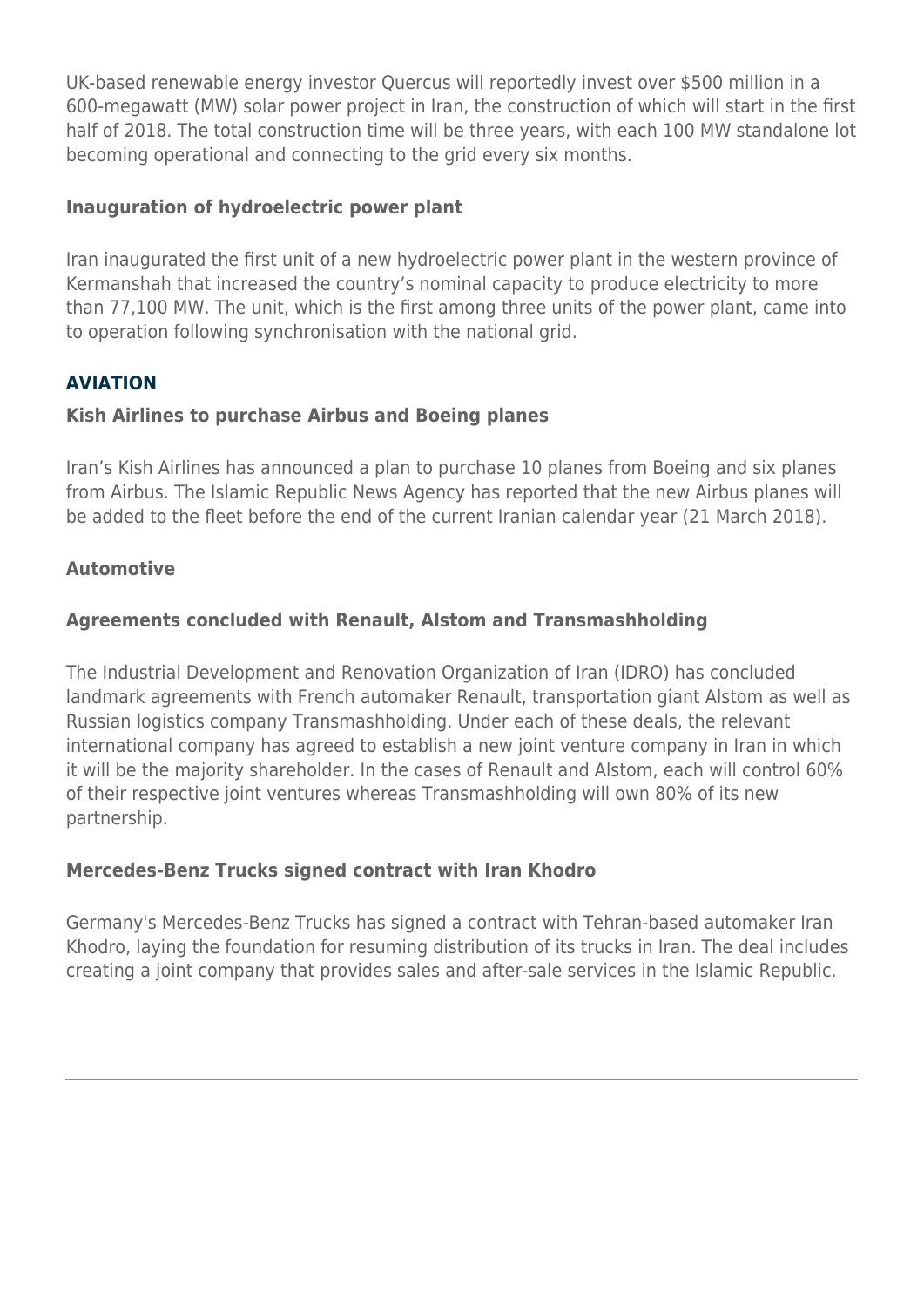UK-based renewable energy investor Quercus will reportedly invest over $500 million in a 600-megawatt (MW) solar power project in Iran, the construction of which will start in the first half of 2018. The total construction time will be three years, with each 100 MW standalone lot becoming operational and connecting to the grid every six months.

### Inauguration of hydroelectric power plant

Iran inaugurated the first unit of a new hydroelectric power plant in the western province of Kermanshah that increased the country's nominal capacity to produce electricity to more than 77,100 MW. The unit, which is the first among three units of the power plant, came into to operation following synchronisation with the national grid.

## AVIATION

### Kish Airlines to purchase Airbus and Boeing planes

Iran's Kish Airlines has announced a plan to purchase 10 planes from Boeing and six planes from Airbus. The Islamic Republic News Agency has reported that the new Airbus planes will be added to the fleet before the end of the current Iranian calendar year (21 March 2018).

### Automotive

### Agreements concluded with Renault, Alstom and Transmashholding

The Industrial Development and Renovation Organization of Iran (IDRO) has concluded landmark agreements with French automaker Renault, transportation giant Alstom as well as Russian logistics company Transmashholding. Under each of these deals, the relevant international company has agreed to establish a new joint venture company in Iran in which it will be the majority shareholder. In the cases of Renault and Alstom, each will control 60% of their respective joint ventures whereas Transmashholding will own 80% of its new partnership.

### Mercedes-Benz Trucks signed contract with Iran Khodro

Germany's Mercedes-Benz Trucks has signed a contract with Tehran-based automaker Iran Khodro, laying the foundation for resuming distribution of its trucks in Iran. The deal includes creating a joint company that provides sales and after-sale services in the Islamic Republic.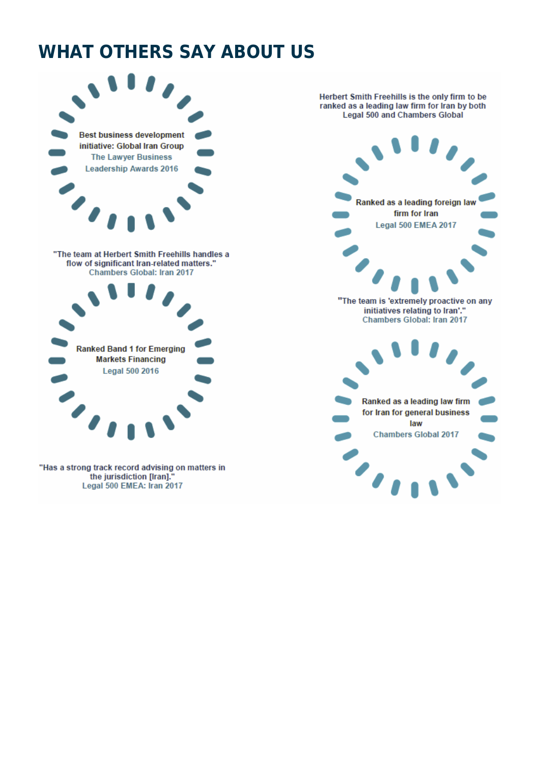## WHAT OTHERS SAY ABOUT US

Best business development initiative: Global Iran Group
The Lawyer Business Leadership Awards 2016

"The team at Herbert Smith Freehills handles a flow of significant Iran-related matters."
Chambers Global: Iran 2017

Ranked Band 1 for Emerging Markets Financing
Legal 500 2016

"Has a strong track record advising on matters in the jurisdiction [Iran]."
Legal 500 EMEA: Iran 2017

Herbert Smith Freehills is the only firm to be ranked as a leading law firm for Iran by both Legal 500 and Chambers Global

Ranked as a leading foreign law firm for Iran
Legal 500 EMEA 2017

"The team is 'extremely proactive on any initiatives relating to Iran'."
Chambers Global: Iran 2017

Ranked as a leading law firm for Iran for general business law
Chambers Global 2017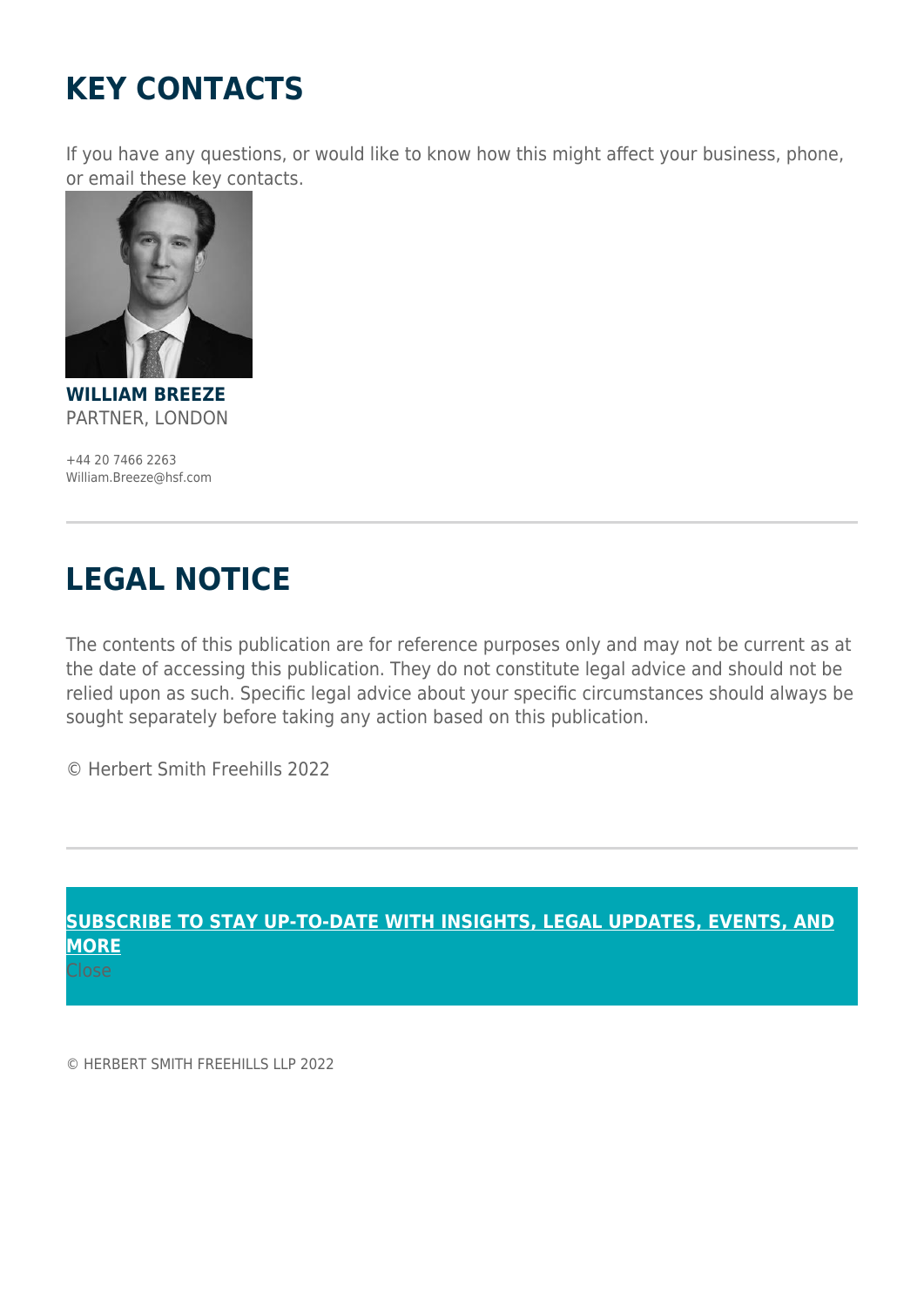## KEY CONTACTS

If you have any questions, or would like to know how this might affect your business, phone, or email these key contacts.

**WILLIAM BREEZE**
PARTNER, LONDON

+44 20 7466 2263
William.Breeze@hsf.com

## LEGAL NOTICE

The contents of this publication are for reference purposes only and may not be current as at the date of accessing this publication. They do not constitute legal advice and should not be relied upon as such. Specific legal advice about your specific circumstances should always be sought separately before taking any action based on this publication.

© Herbert Smith Freehills 2022

**SUBSCRIBE TO STAY UP-TO-DATE WITH INSIGHTS, LEGAL UPDATES, EVENTS, AND MORE**
Close

© HERBERT SMITH FREEHILLS LLP 2022